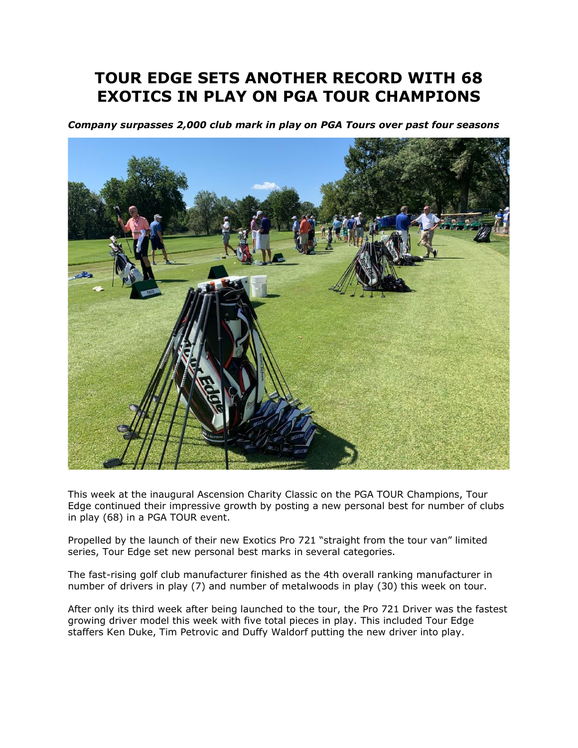# TOUR EDGE SETS ANOTHER RECORD WITH 68 EXOTICS IN PLAY ON PGA TOUR CHAMPIONS

***Company surpasses 2,000 club mark in play on PGA Tours over past four seasons***

This week at the inaugural Ascension Charity Classic on the PGA TOUR Champions, Tour Edge continued their impressive growth by posting a new personal best for number of clubs in play (68) in a PGA TOUR event.

Propelled by the launch of their new Exotics Pro 721 "straight from the tour van" limited series, Tour Edge set new personal best marks in several categories.

The fast-rising golf club manufacturer finished as the 4th overall ranking manufacturer in number of drivers in play (7) and number of metalwoods in play (30) this week on tour.

After only its third week after being launched to the tour, the Pro 721 Driver was the fastest growing driver model this week with five total pieces in play. This included Tour Edge staffers Ken Duke, Tim Petrovic and Duffy Waldorf putting the new driver into play.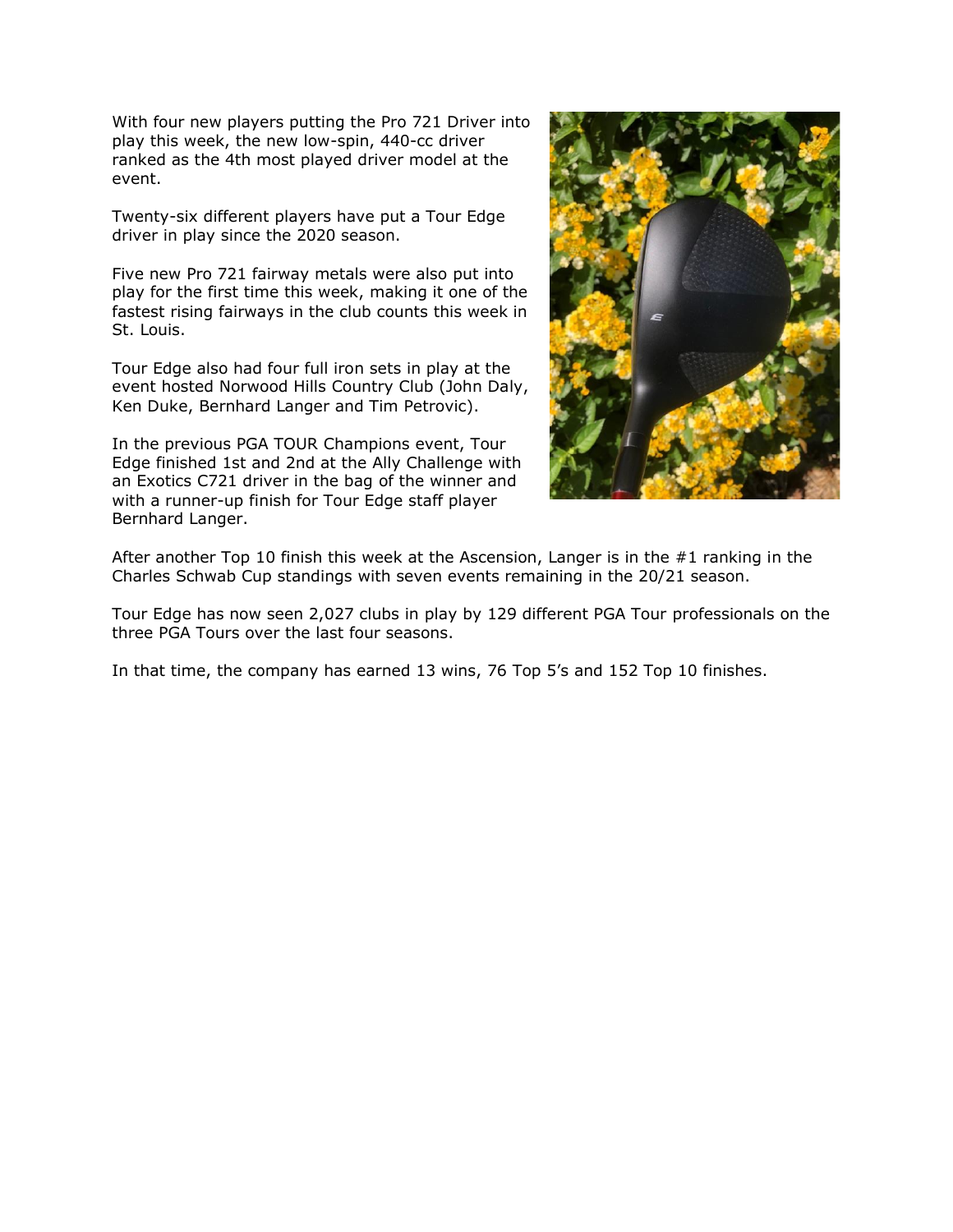With four new players putting the Pro 721 Driver into play this week, the new low-spin, 440-cc driver ranked as the 4th most played driver model at the event.

Twenty-six different players have put a Tour Edge driver in play since the 2020 season.

Five new Pro 721 fairway metals were also put into play for the first time this week, making it one of the fastest rising fairways in the club counts this week in St. Louis.

Tour Edge also had four full iron sets in play at the event hosted Norwood Hills Country Club (John Daly, Ken Duke, Bernhard Langer and Tim Petrovic).

In the previous PGA TOUR Champions event, Tour Edge finished 1st and 2nd at the Ally Challenge with an Exotics C721 driver in the bag of the winner and with a runner-up finish for Tour Edge staff player Bernhard Langer.

After another Top 10 finish this week at the Ascension, Langer is in the #1 ranking in the Charles Schwab Cup standings with seven events remaining in the 20/21 season.

Tour Edge has now seen 2,027 clubs in play by 129 different PGA Tour professionals on the three PGA Tours over the last four seasons.

In that time, the company has earned 13 wins, 76 Top 5's and 152 Top 10 finishes.